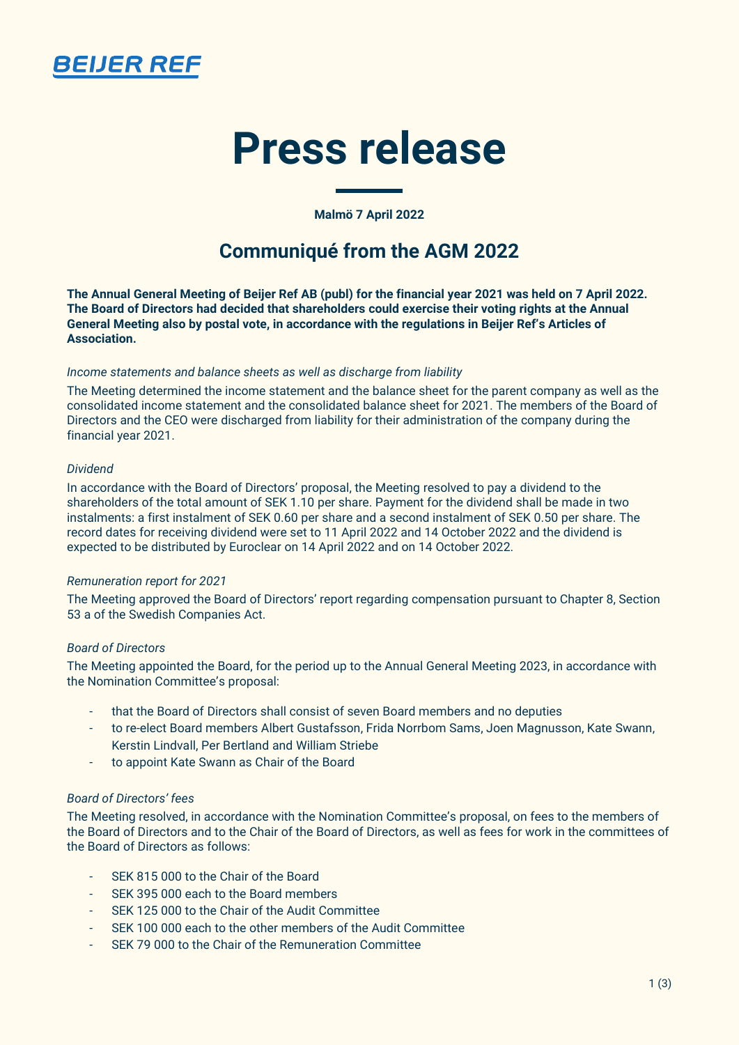BEIJER REF

# Press release

**Malmö 7 April 2022**

## Communiqué from the AGM 2022

**The Annual General Meeting of Beijer Ref AB (publ) for the financial year 2021 was held on 7 April 2022. The Board of Directors had decided that shareholders could exercise their voting rights at the Annual General Meeting also by postal vote, in accordance with the regulations in Beijer Ref's Articles of Association.**

*Income statements and balance sheets as well as discharge from liability*

The Meeting determined the income statement and the balance sheet for the parent company as well as the consolidated income statement and the consolidated balance sheet for 2021. The members of the Board of Directors and the CEO were discharged from liability for their administration of the company during the financial year 2021.

*Dividend*

In accordance with the Board of Directors' proposal, the Meeting resolved to pay a dividend to the shareholders of the total amount of SEK 1.10 per share. Payment for the dividend shall be made in two instalments: a first instalment of SEK 0.60 per share and a second instalment of SEK 0.50 per share. The record dates for receiving dividend were set to 11 April 2022 and 14 October 2022 and the dividend is expected to be distributed by Euroclear on 14 April 2022 and on 14 October 2022.

*Remuneration report for 2021*

The Meeting approved the Board of Directors' report regarding compensation pursuant to Chapter 8, Section 53 a of the Swedish Companies Act.

*Board of Directors*

The Meeting appointed the Board, for the period up to the Annual General Meeting 2023, in accordance with the Nomination Committee's proposal:

- that the Board of Directors shall consist of seven Board members and no deputies
- to re-elect Board members Albert Gustafsson, Frida Norrbom Sams, Joen Magnusson, Kate Swann, Kerstin Lindvall, Per Bertland and William Striebe
- to appoint Kate Swann as Chair of the Board

*Board of Directors' fees*

The Meeting resolved, in accordance with the Nomination Committee's proposal, on fees to the members of the Board of Directors and to the Chair of the Board of Directors, as well as fees for work in the committees of the Board of Directors as follows:

- SEK 815 000 to the Chair of the Board
- SEK 395 000 each to the Board members
- SEK 125 000 to the Chair of the Audit Committee
- SEK 100 000 each to the other members of the Audit Committee
- SEK 79 000 to the Chair of the Remuneration Committee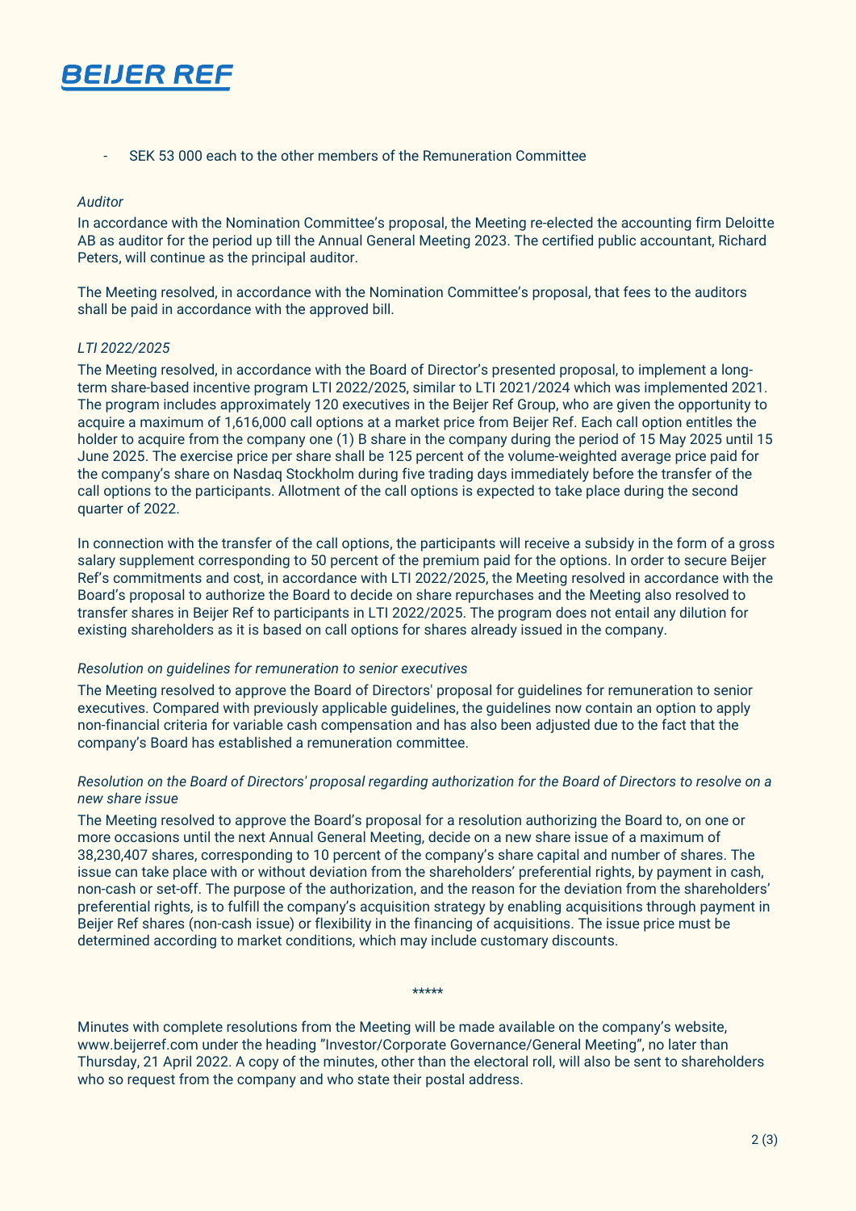- SEK 53 000 each to the other members of the Remuneration Committee

*Auditor*

In accordance with the Nomination Committee's proposal, the Meeting re-elected the accounting firm Deloitte AB as auditor for the period up till the Annual General Meeting 2023. The certified public accountant, Richard Peters, will continue as the principal auditor.

The Meeting resolved, in accordance with the Nomination Committee's proposal, that fees to the auditors shall be paid in accordance with the approved bill.

*LTI 2022/2025*

The Meeting resolved, in accordance with the Board of Director's presented proposal, to implement a long-term share-based incentive program LTI 2022/2025, similar to LTI 2021/2024 which was implemented 2021. The program includes approximately 120 executives in the Beijer Ref Group, who are given the opportunity to acquire a maximum of 1,616,000 call options at a market price from Beijer Ref. Each call option entitles the holder to acquire from the company one (1) B share in the company during the period of 15 May 2025 until 15 June 2025. The exercise price per share shall be 125 percent of the volume-weighted average price paid for the company's share on Nasdaq Stockholm during five trading days immediately before the transfer of the call options to the participants. Allotment of the call options is expected to take place during the second quarter of 2022.

In connection with the transfer of the call options, the participants will receive a subsidy in the form of a gross salary supplement corresponding to 50 percent of the premium paid for the options. In order to secure Beijer Ref's commitments and cost, in accordance with LTI 2022/2025, the Meeting resolved in accordance with the Board's proposal to authorize the Board to decide on share repurchases and the Meeting also resolved to transfer shares in Beijer Ref to participants in LTI 2022/2025. The program does not entail any dilution for existing shareholders as it is based on call options for shares already issued in the company.

*Resolution on guidelines for remuneration to senior executives*

The Meeting resolved to approve the Board of Directors' proposal for guidelines for remuneration to senior executives. Compared with previously applicable guidelines, the guidelines now contain an option to apply non-financial criteria for variable cash compensation and has also been adjusted due to the fact that the company's Board has established a remuneration committee.

*Resolution on the Board of Directors' proposal regarding authorization for the Board of Directors to resolve on a new share issue*

The Meeting resolved to approve the Board's proposal for a resolution authorizing the Board to, on one or more occasions until the next Annual General Meeting, decide on a new share issue of a maximum of 38,230,407 shares, corresponding to 10 percent of the company's share capital and number of shares. The issue can take place with or without deviation from the shareholders' preferential rights, by payment in cash, non-cash or set-off. The purpose of the authorization, and the reason for the deviation from the shareholders' preferential rights, is to fulfill the company's acquisition strategy by enabling acquisitions through payment in Beijer Ref shares (non-cash issue) or flexibility in the financing of acquisitions. The issue price must be determined according to market conditions, which may include customary discounts.

*****

Minutes with complete resolutions from the Meeting will be made available on the company's website, www.beijerref.com under the heading "Investor/Corporate Governance/General Meeting", no later than Thursday, 21 April 2022. A copy of the minutes, other than the electoral roll, will also be sent to shareholders who so request from the company and who state their postal address.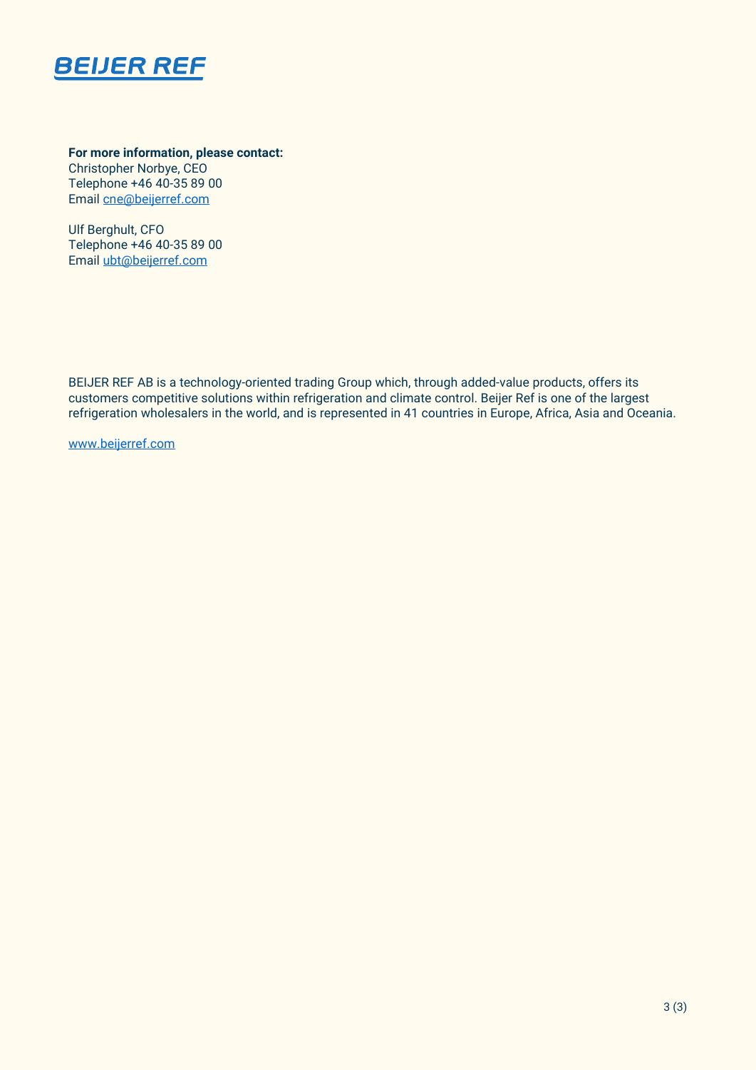BEIJER REF

**For more information, please contact:**
Christopher Norbye, CEO
Telephone +46 40-35 89 00
Email cne@beijerref.com

Ulf Berghult, CFO
Telephone +46 40-35 89 00
Email ubt@beijerref.com

BEIJER REF AB is a technology-oriented trading Group which, through added-value products, offers its customers competitive solutions within refrigeration and climate control. Beijer Ref is one of the largest refrigeration wholesalers in the world, and is represented in 41 countries in Europe, Africa, Asia and Oceania.

www.beijerref.com